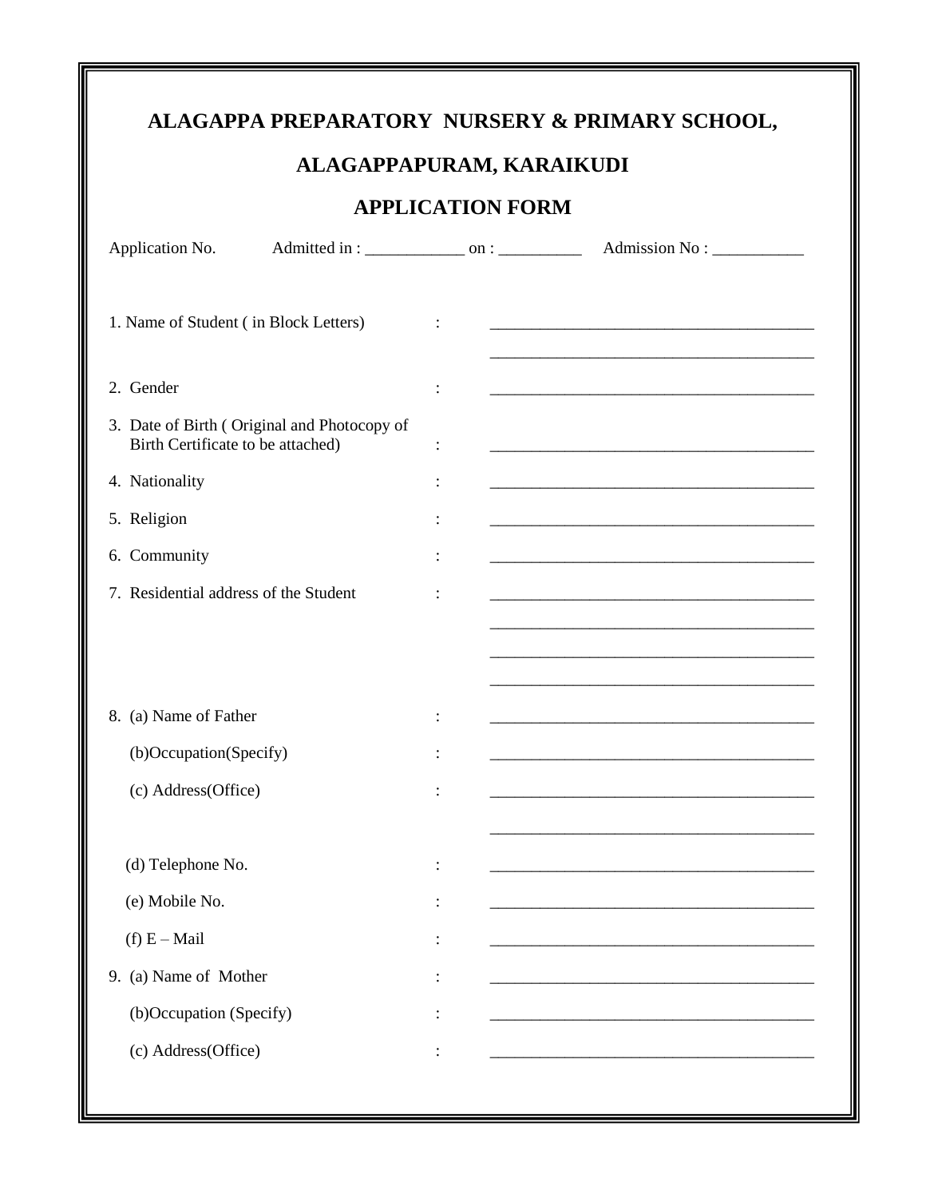# ALAGAPPA PREPARATORY NURSERY & PRIMARY SCHOOL,

## ALAGAPPAPURAM, KARAIKUDI

## APPLICATION FORM

Application No.   Admitted in : ____________ on : __________   Admission No : ___________

1. Name of Student ( in Block Letters) : ________________________________________

________________________________________

2. Gender : ________________________________________

3. Date of Birth ( Original and Photocopy of Birth Certificate to be attached) : ________________________________________

4. Nationality : ________________________________________

5. Religion : ________________________________________

6. Community : ________________________________________

7. Residential address of the Student : ________________________________________

________________________________________

________________________________________

________________________________________

8. (a) Name of Father : ________________________________________

   (b)Occupation(Specify) : ________________________________________

   (c) Address(Office) : ________________________________________

________________________________________

   (d) Telephone No. : ________________________________________

   (e) Mobile No. : ________________________________________

   (f) E – Mail : ________________________________________

9. (a) Name of Mother : ________________________________________

   (b)Occupation (Specify) : ________________________________________

   (c) Address(Office) : ________________________________________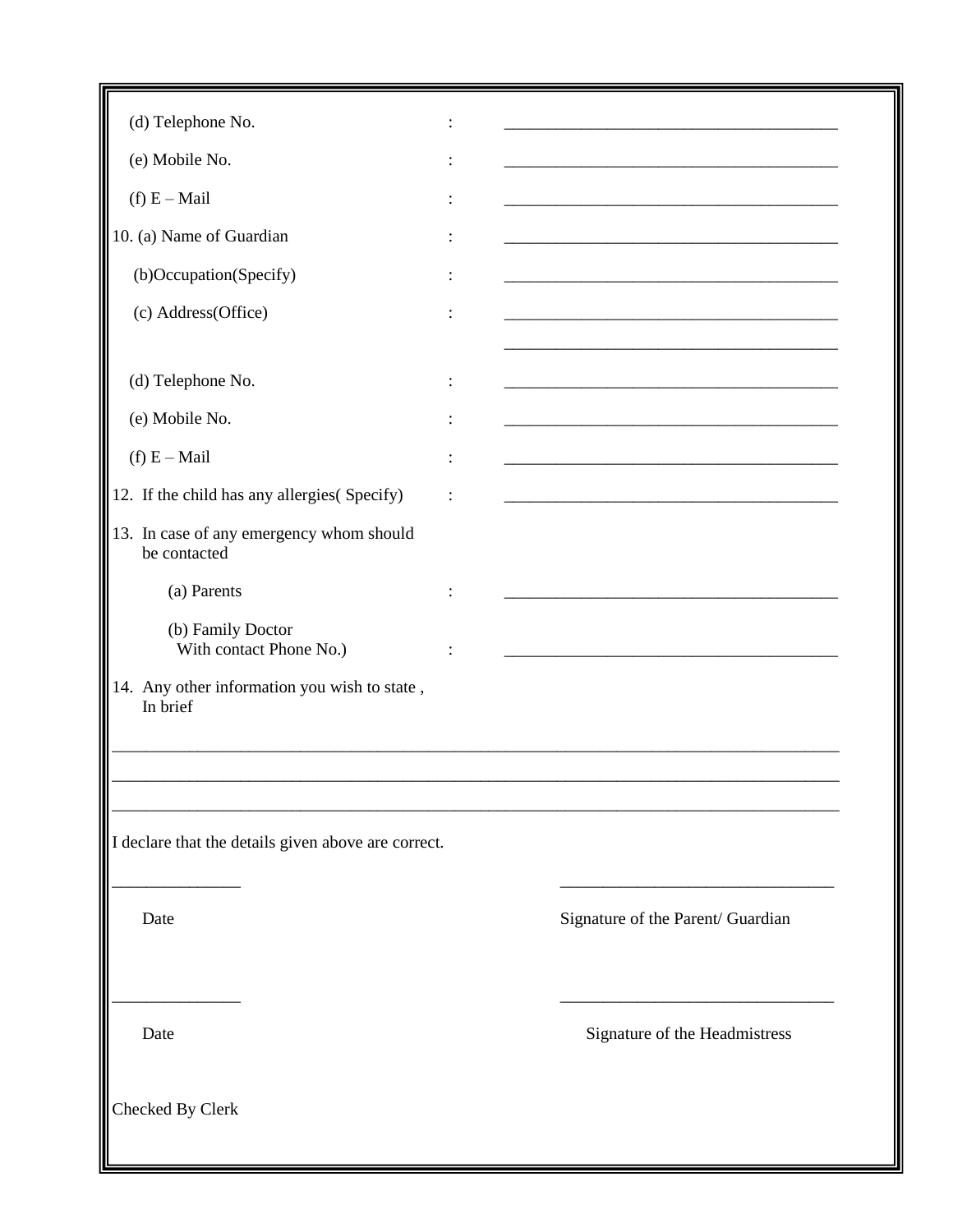(d) Telephone No. : ________________________________________

(e) Mobile No. : ________________________________________

(f) E – Mail : ________________________________________

10. (a) Name of Guardian : ________________________________________

(b)Occupation(Specify) : ________________________________________

(c) Address(Office) : ________________________________________

________________________________________

(d) Telephone No. : ________________________________________

(e) Mobile No. : ________________________________________

(f) E – Mail : ________________________________________

12. If the child has any allergies( Specify) : ________________________________________

13. In case of any emergency whom should be contacted

(a) Parents : ________________________________________

(b) Family Doctor With contact Phone No.) : ________________________________________

14. Any other information you wish to state , In brief

________________________________________________________________________________________

________________________________________________________________________________________

________________________________________________________________________________________

I declare that the details given above are correct.

_______________ _________________________________

Date Signature of the Parent/ Guardian

_______________ _________________________________

Date Signature of the Headmistress

Checked By Clerk